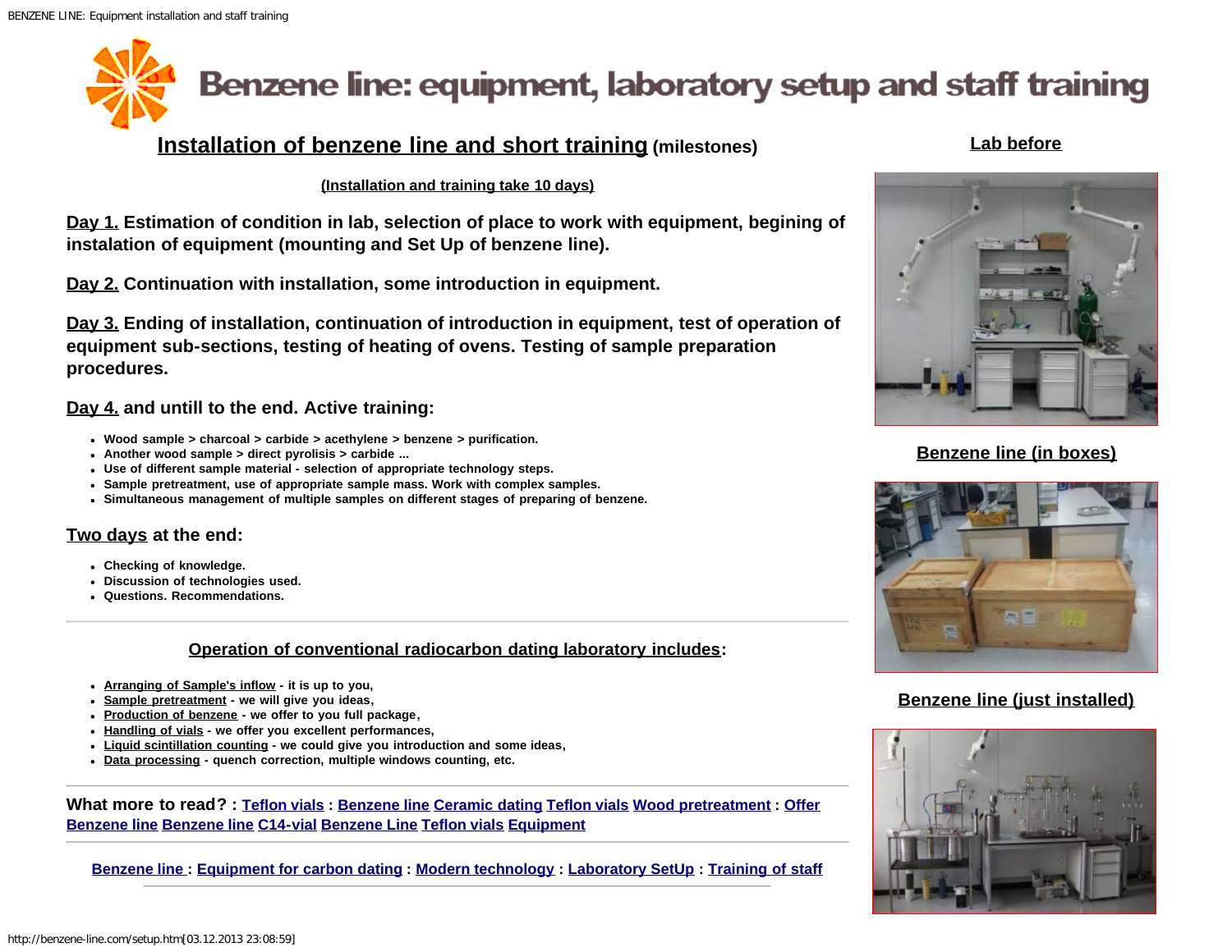# Benzene line: equipment, laboratory setup and staff training

## Installation of benzene line and short training (milestones)

**(Installation and training take 10 days)**

**Day 1. Estimation of condition in lab, selection of place to work with equipment, begining of instalation of equipment (mounting and Set Up of benzene line).**

**Day 2. Continuation with installation, some introduction in equipment.**

**Day 3. Ending of installation, continuation of introduction in equipment, test of operation of equipment sub-sections, testing of heating of ovens. Testing of sample preparation procedures.**

**Day 4. and untill to the end. Active training:**

- Wood sample > charcoal > carbide > acethylene > benzene > purification.
- Another wood sample > direct pyrolisis > carbide ...
- Use of different sample material - selection of appropriate technology steps.
- Sample pretreatment, use of appropriate sample mass. Work with complex samples.
- Simultaneous management of multiple samples on different stages of preparing of benzene.

**Two days at the end:**

- Checking of knowledge.
- Discussion of technologies used.
- Questions. Recommendations.

---

### Operation of conventional radiocarbon dating laboratory includes:

- Arranging of Sample's inflow - it is up to you,
- Sample pretreatment - we will give you ideas,
- Production of benzene - we offer to you full package,
- Handling of vials - we offer you excellent performances,
- Liquid scintillation counting - we could give you introduction and some ideas,
- Data processing - quench correction, multiple windows counting, etc.

---

**What more to read? :** Teflon vials : Benzene line Ceramic dating Teflon vials Wood pretreatment : Offer Benzene line Benzene line C14-vial Benzene Line Teflon vials Equipment

---

Benzene line : Equipment for carbon dating : Modern technology : Laboratory SetUp : Training of staff

**Lab before**

**Benzene line (in boxes)**

**Benzene line (just installed)**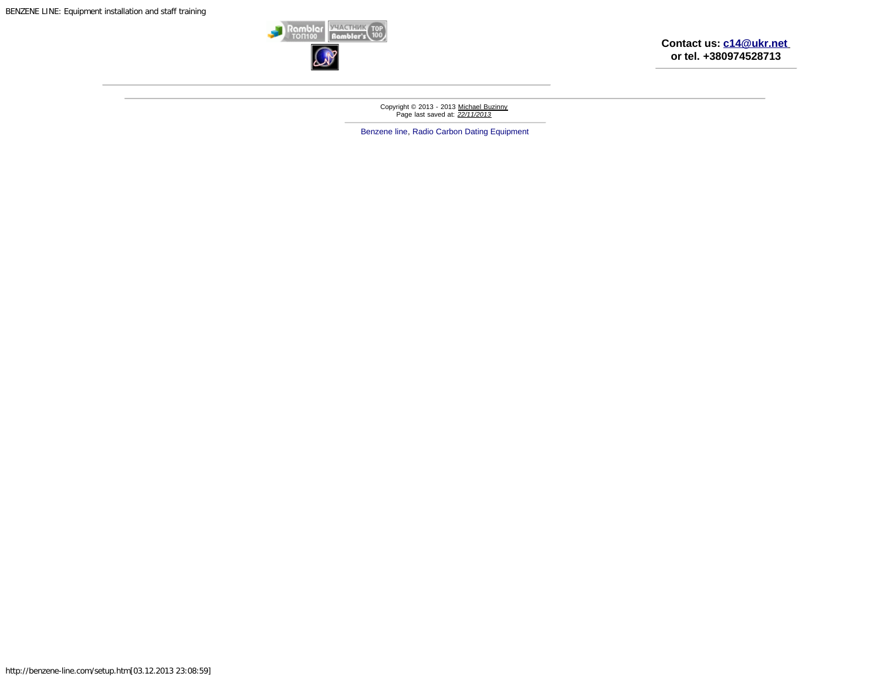**Contact us: c14@ukr.net**
**or tel. +380974528713**

---

Copyright © 2013 - 2013 Michael Buzinny
Page last saved at: *22/11/2013*

---

Benzene line, Radio Carbon Dating Equipment